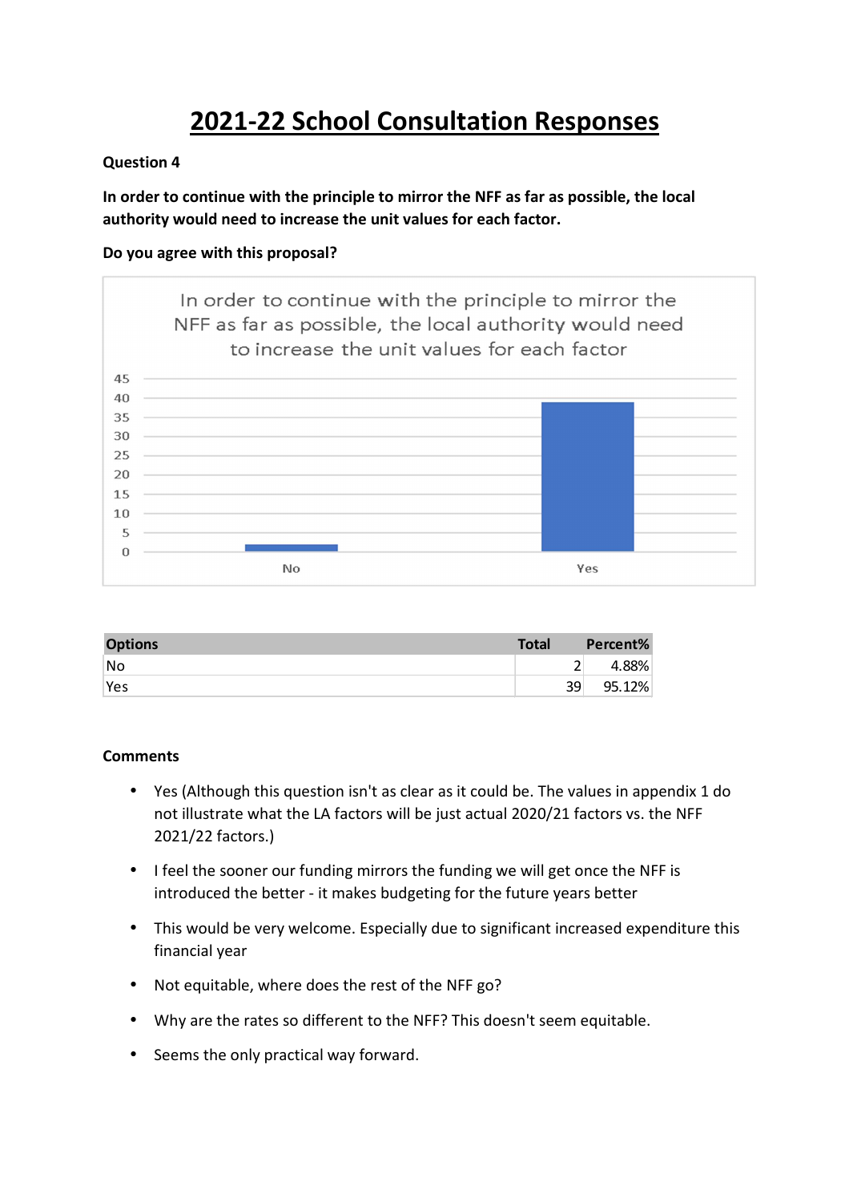# 2021-22 School Consultation Responses

**Question 4**

**In order to continue with the principle to mirror the NFF as far as possible, the local authority would need to increase the unit values for each factor.**

**Do you agree with this proposal?**

| Options | Total | Percent% |
|---|---|---|
| No | 2 | 4.88% |
| Yes | 39 | 95.12% |

**Comments**

- Yes (Although this question isn't as clear as it could be. The values in appendix 1 do not illustrate what the LA factors will be just actual 2020/21 factors vs. the NFF 2021/22 factors.)
- I feel the sooner our funding mirrors the funding we will get once the NFF is introduced the better - it makes budgeting for the future years better
- This would be very welcome. Especially due to significant increased expenditure this financial year
- Not equitable, where does the rest of the NFF go?
- Why are the rates so different to the NFF? This doesn't seem equitable.
- Seems the only practical way forward.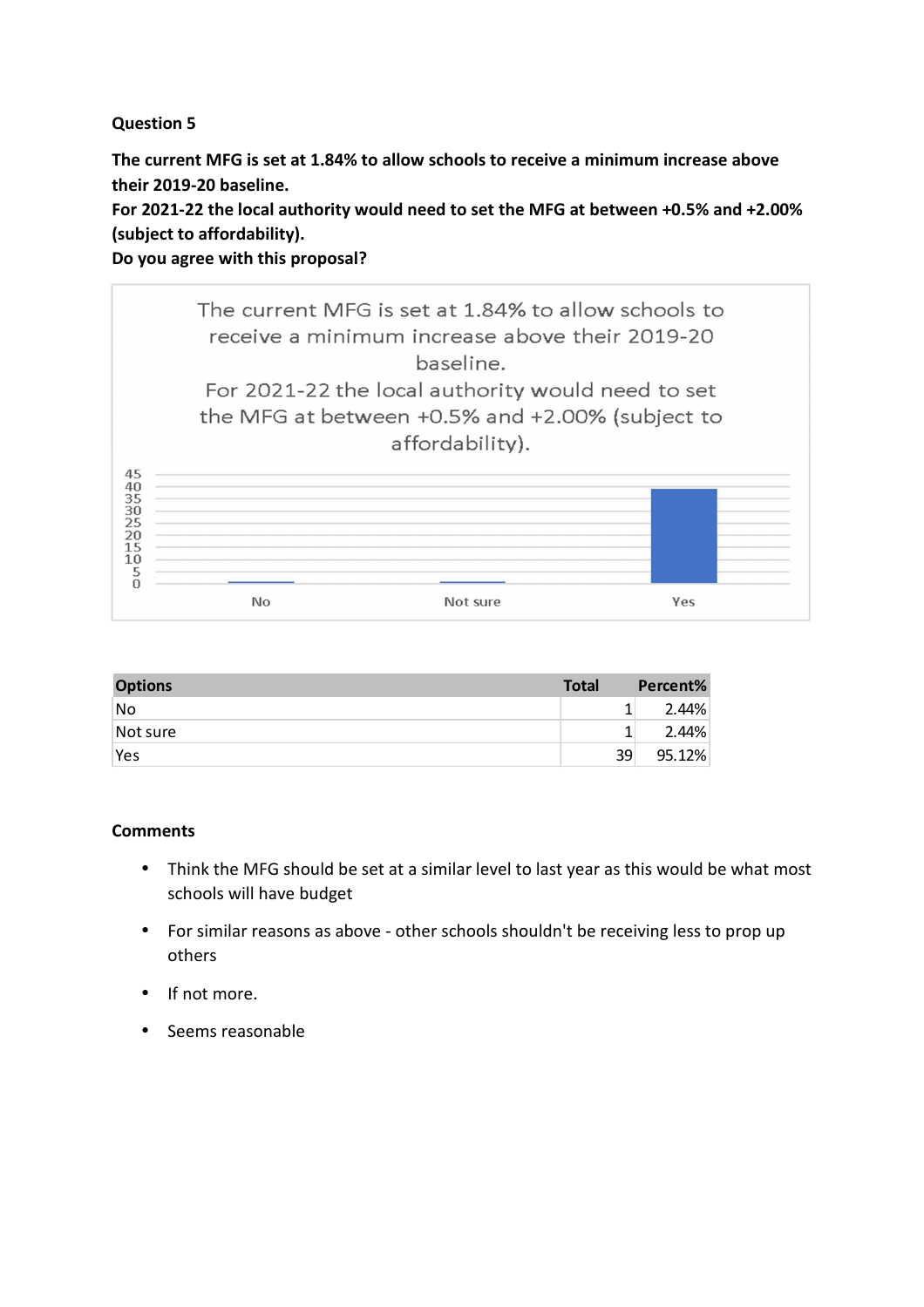**Question 5**

**The current MFG is set at 1.84% to allow schools to receive a minimum increase above their 2019-20 baseline.**
**For 2021-22 the local authority would need to set the MFG at between +0.5% and +2.00% (subject to affordability).**
**Do you agree with this proposal?**

| Options | Total | Percent% |
|---|---|---|
| No | 1 | 2.44% |
| Not sure | 1 | 2.44% |
| Yes | 39 | 95.12% |

**Comments**

- Think the MFG should be set at a similar level to last year as this would be what most schools will have budget
- For similar reasons as above - other schools shouldn't be receiving less to prop up others
- If not more.
- Seems reasonable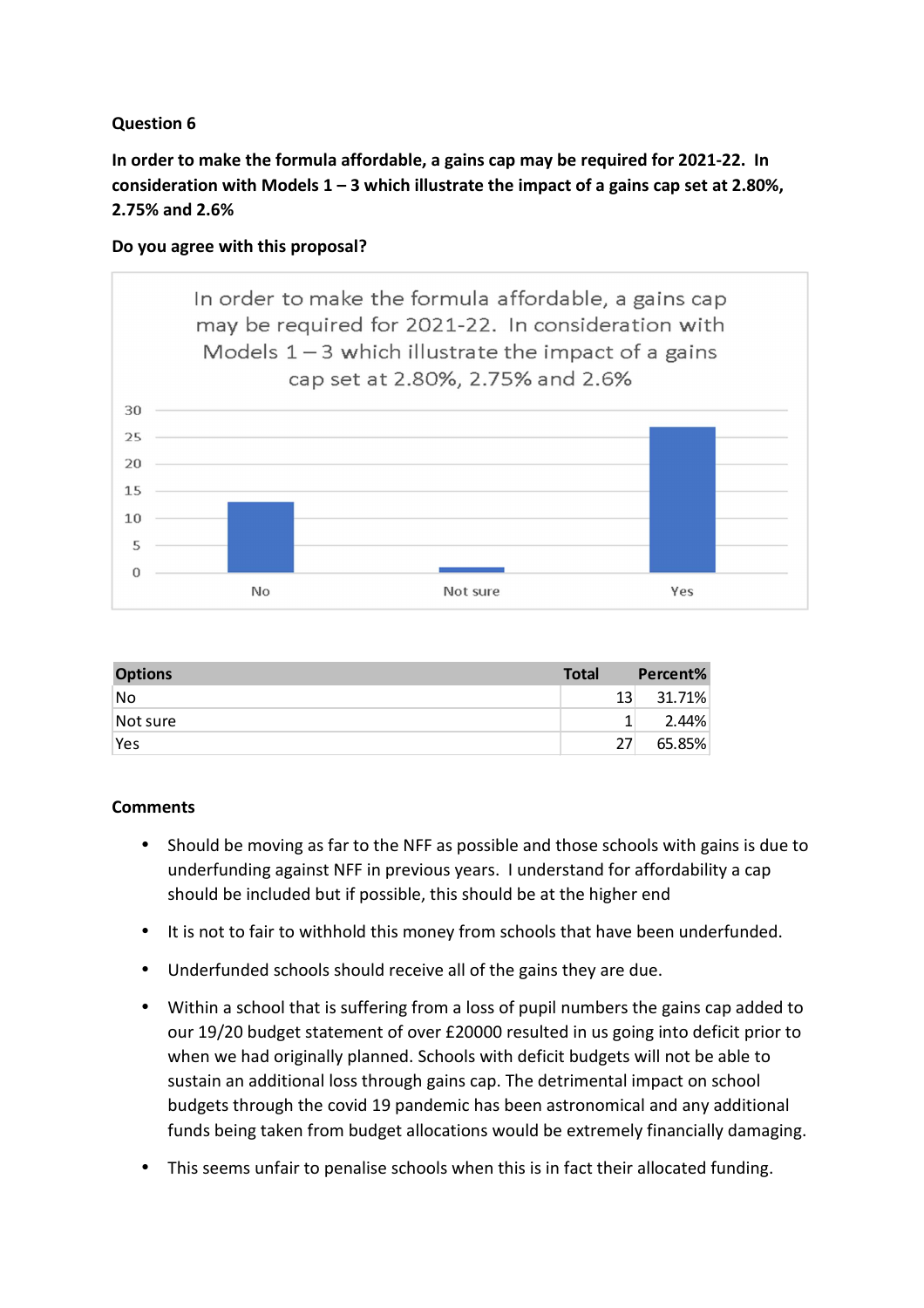**Question 6**

**In order to make the formula affordable, a gains cap may be required for 2021-22. In consideration with Models 1 – 3 which illustrate the impact of a gains cap set at 2.80%, 2.75% and 2.6%**

**Do you agree with this proposal?**

| Options | Total | Percent% |
|---|---|---|
| No | 13 | 31.71% |
| Not sure | 1 | 2.44% |
| Yes | 27 | 65.85% |

**Comments**

- Should be moving as far to the NFF as possible and those schools with gains is due to underfunding against NFF in previous years. I understand for affordability a cap should be included but if possible, this should be at the higher end
- It is not to fair to withhold this money from schools that have been underfunded.
- Underfunded schools should receive all of the gains they are due.
- Within a school that is suffering from a loss of pupil numbers the gains cap added to our 19/20 budget statement of over £20000 resulted in us going into deficit prior to when we had originally planned. Schools with deficit budgets will not be able to sustain an additional loss through gains cap. The detrimental impact on school budgets through the covid 19 pandemic has been astronomical and any additional funds being taken from budget allocations would be extremely financially damaging.
- This seems unfair to penalise schools when this is in fact their allocated funding.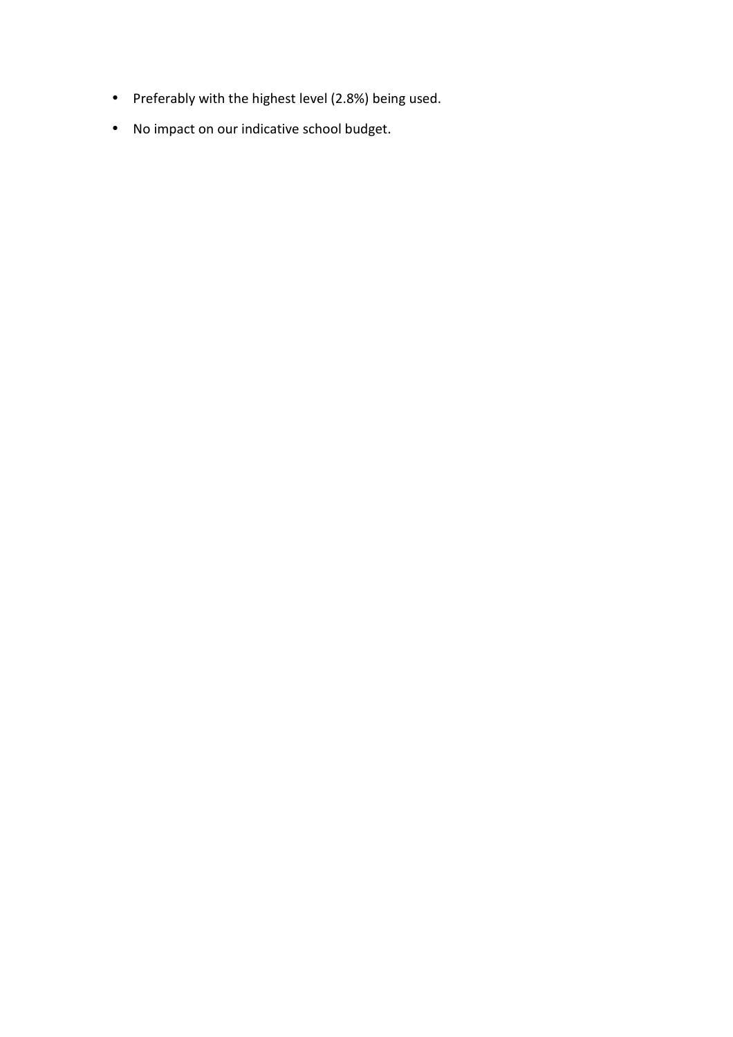- Preferably with the highest level (2.8%) being used.
- No impact on our indicative school budget.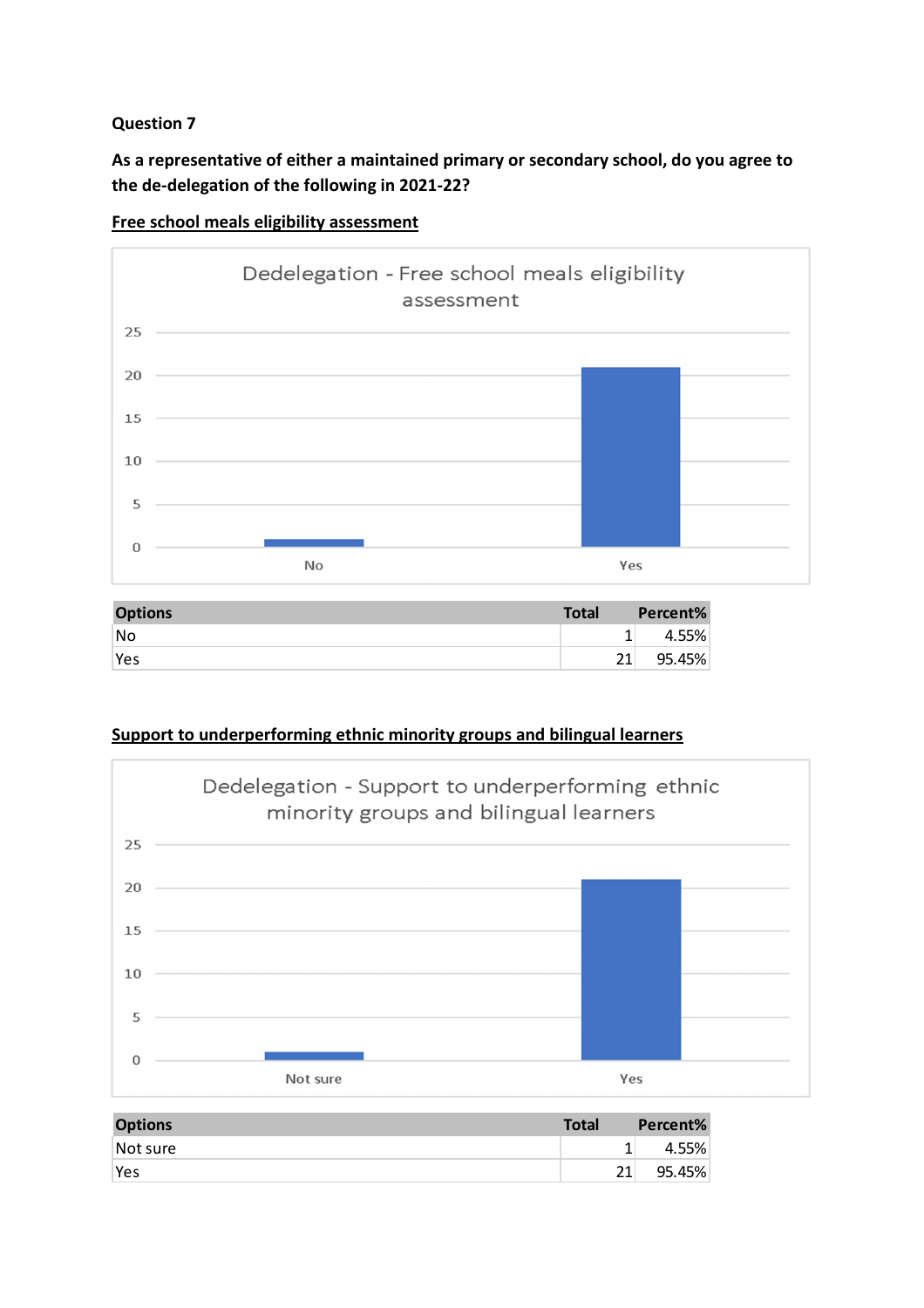**Question 7**

**As a representative of either a maintained primary or secondary school, do you agree to the de-delegation of the following in 2021-22?**

**Free school meals eligibility assessment**

Dedelegation - Free school meals eligibility assessment

| Options | Total | Percent% |
|---|---|---|
| No | 1 | 4.55% |
| Yes | 21 | 95.45% |

**Support to underperforming ethnic minority groups and bilingual learners**

Dedelegation - Support to underperforming ethnic minority groups and bilingual learners

| Options | Total | Percent% |
|---|---|---|
| Not sure | 1 | 4.55% |
| Yes | 21 | 95.45% |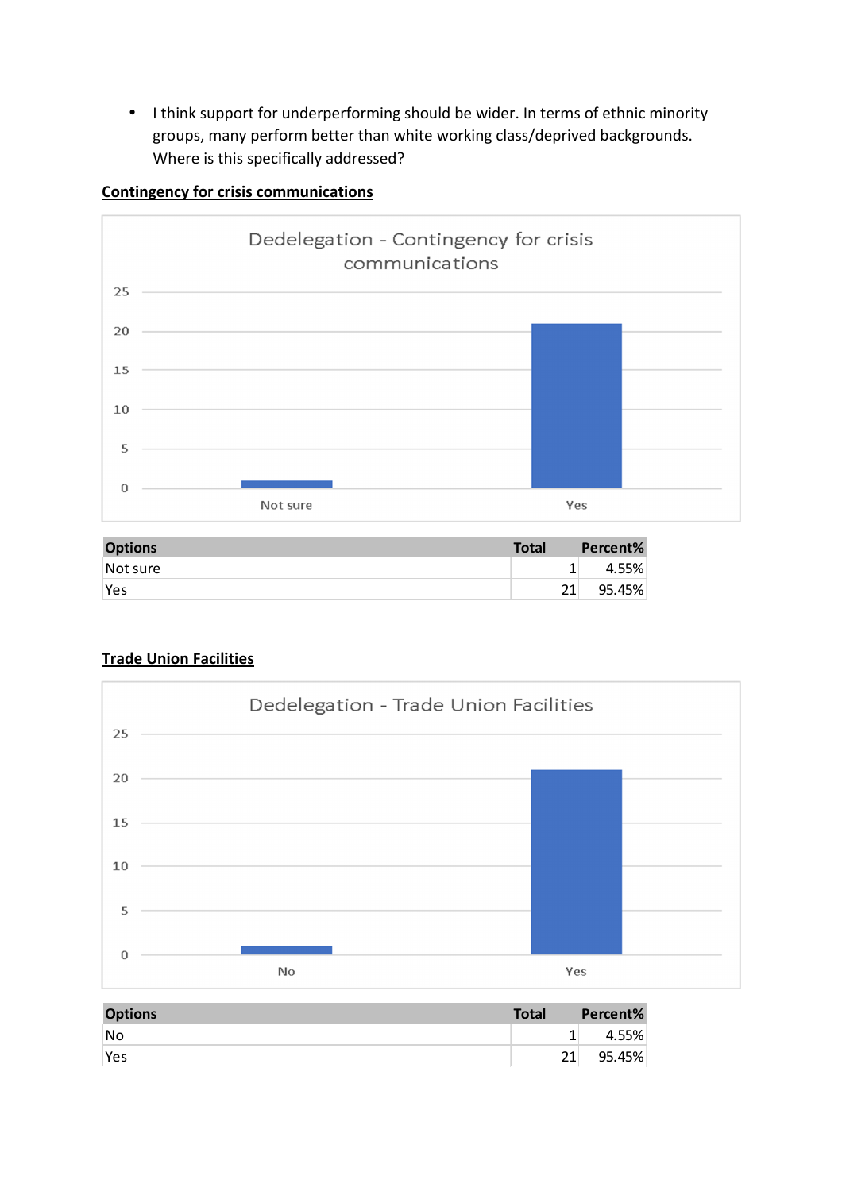- I think support for underperforming should be wider. In terms of ethnic minority groups, many perform better than white working class/deprived backgrounds. Where is this specifically addressed?

**Contingency for crisis communications**

| Options | Total | Percent% |
| --- | --- | --- |
| Not sure | 1 | 4.55% |
| Yes | 21 | 95.45% |

**Trade Union Facilities**

| Options | Total | Percent% |
| --- | --- | --- |
| No | 1 | 4.55% |
| Yes | 21 | 95.45% |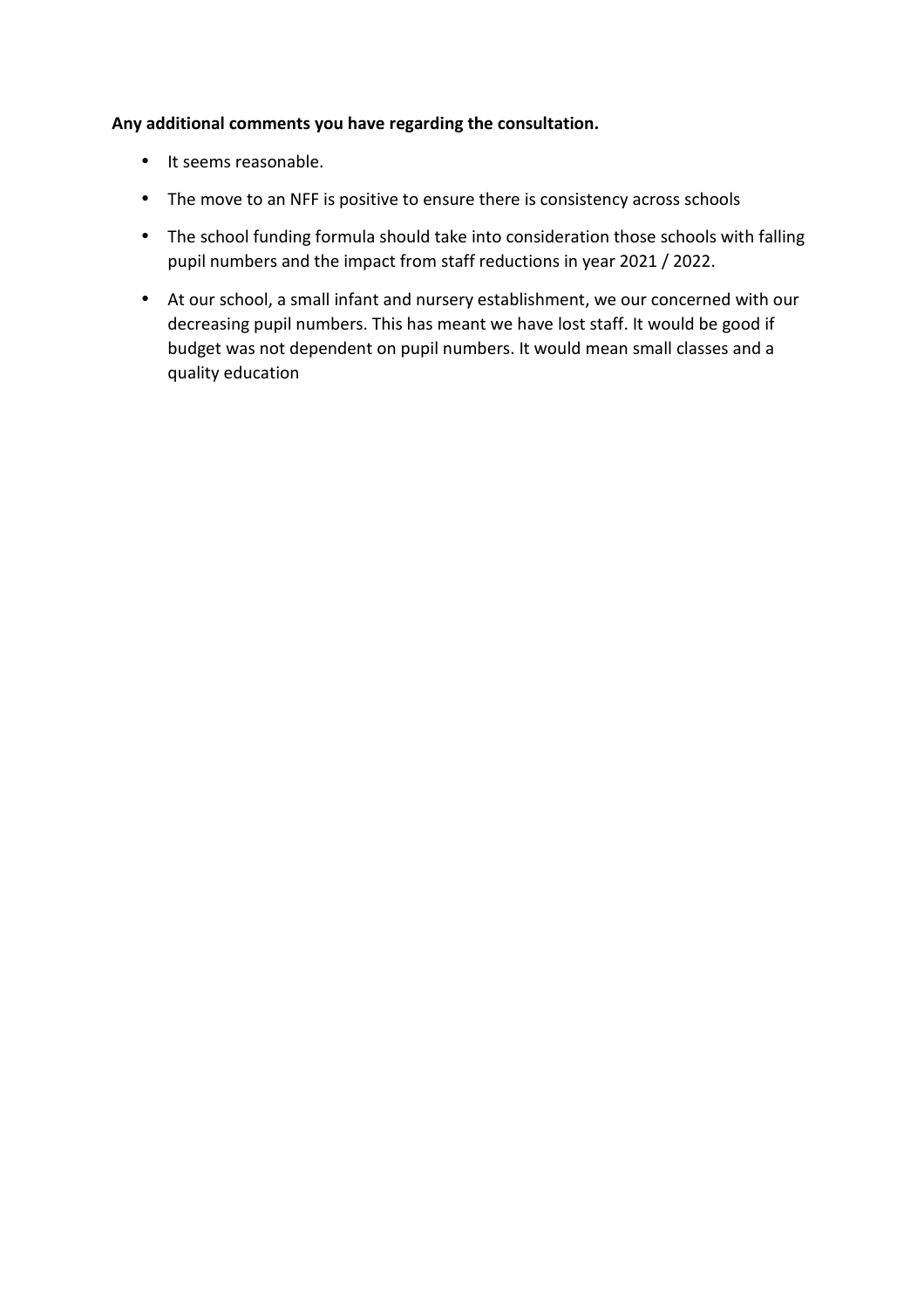**Any additional comments you have regarding the consultation.**

- It seems reasonable.
- The move to an NFF is positive to ensure there is consistency across schools
- The school funding formula should take into consideration those schools with falling pupil numbers and the impact from staff reductions in year 2021 / 2022.
- At our school, a small infant and nursery establishment, we our concerned with our decreasing pupil numbers. This has meant we have lost staff. It would be good if budget was not dependent on pupil numbers. It would mean small classes and a quality education